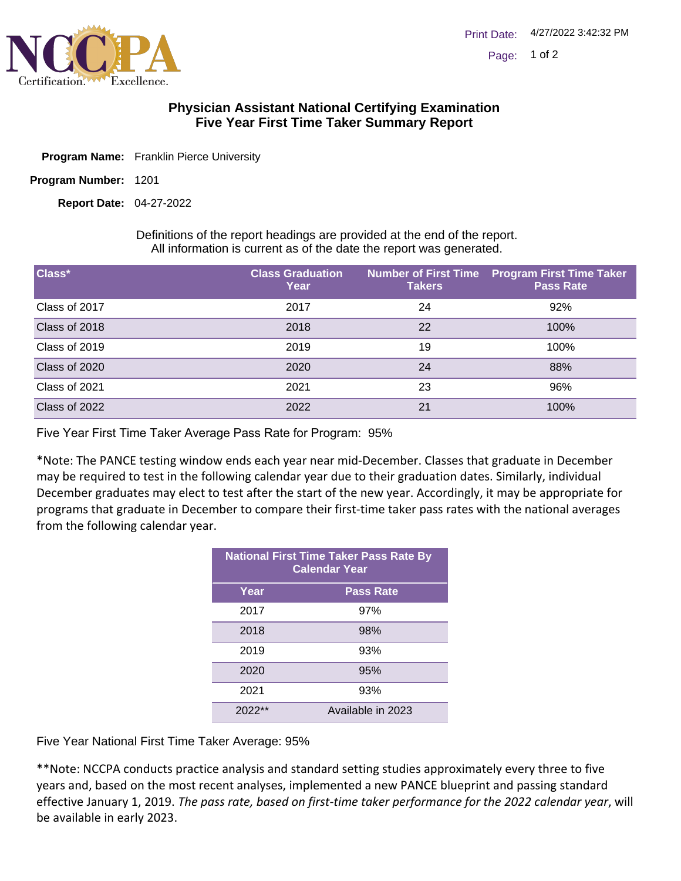# Physician Assistant National Certifying Examination
## Five Year First Time Taker Summary Report

**Program Name:** Franklin Pierce University

**Program Number:** 1201

**Report Date:** 04-27-2022

Definitions of the report headings are provided at the end of the report.
All information is current as of the date the report was generated.

| Class* | Class Graduation Year | Number of First Time Takers | Program First Time Taker Pass Rate |
|---|---|---|---|
| Class of 2017 | 2017 | 24 | 92% |
| Class of 2018 | 2018 | 22 | 100% |
| Class of 2019 | 2019 | 19 | 100% |
| Class of 2020 | 2020 | 24 | 88% |
| Class of 2021 | 2021 | 23 | 96% |
| Class of 2022 | 2022 | 21 | 100% |

Five Year First Time Taker Average Pass Rate for Program: 95%

*Note: The PANCE testing window ends each year near mid-December. Classes that graduate in December may be required to test in the following calendar year due to their graduation dates. Similarly, individual December graduates may elect to test after the start of the new year. Accordingly, it may be appropriate for programs that graduate in December to compare their first-time taker pass rates with the national averages from the following calendar year.

| National First Time Taker Pass Rate By Calendar Year | |
|---|---|
| **Year** | **Pass Rate** |
| 2017 | 97% |
| 2018 | 98% |
| 2019 | 93% |
| 2020 | 95% |
| 2021 | 93% |
| 2022** | Available in 2023 |

Five Year National First Time Taker Average: 95%

**Note: NCCPA conducts practice analysis and standard setting studies approximately every three to five years and, based on the most recent analyses, implemented a new PANCE blueprint and passing standard effective January 1, 2019. *The pass rate, based on first-time taker performance for the 2022 calendar year*, will be available in early 2023.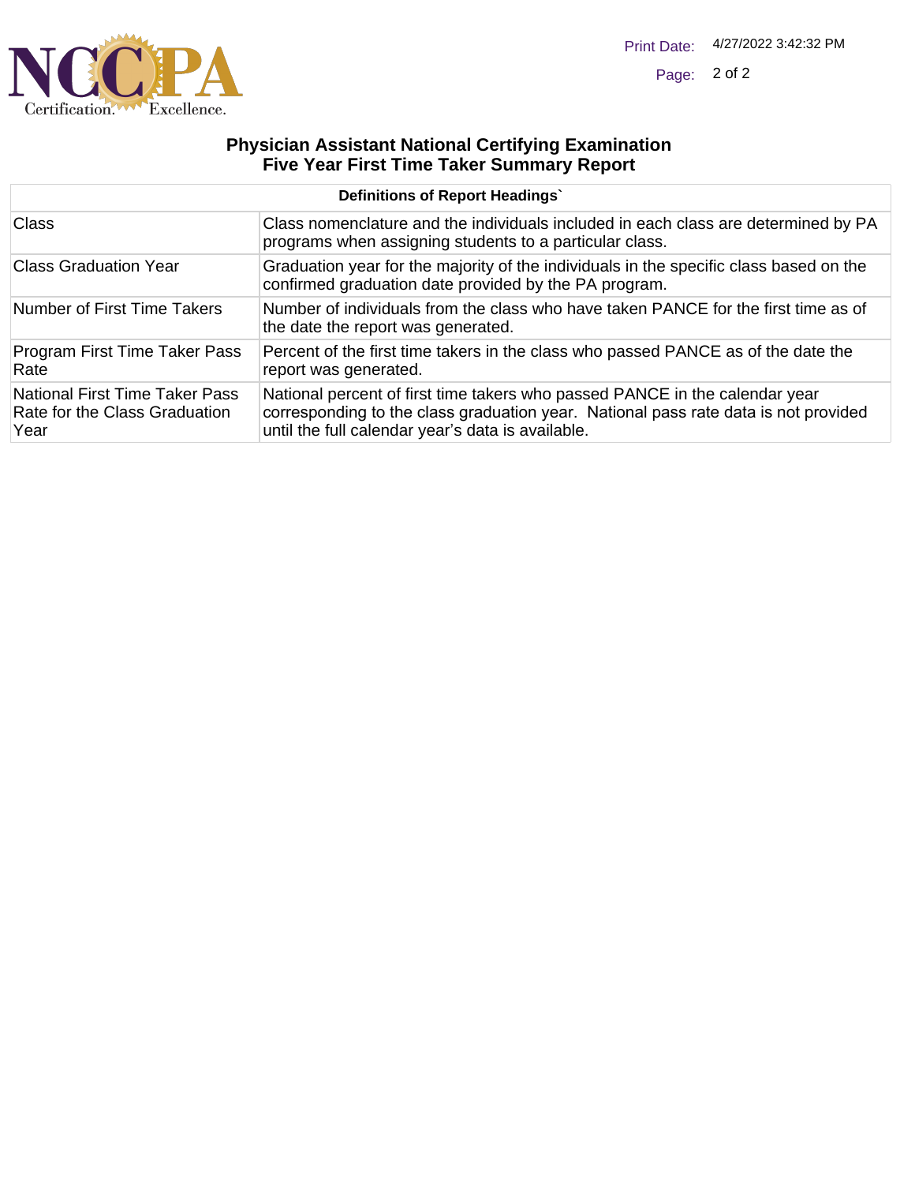## Physician Assistant National Certifying Examination
## Five Year First Time Taker Summary Report

| Definitions of Report Headings` | |
|---|---|
| Class | Class nomenclature and the individuals included in each class are determined by PA programs when assigning students to a particular class. |
| Class Graduation Year | Graduation year for the majority of the individuals in the specific class based on the confirmed graduation date provided by the PA program. |
| Number of First Time Takers | Number of individuals from the class who have taken PANCE for the first time as of the date the report was generated. |
| Program First Time Taker Pass Rate | Percent of the first time takers in the class who passed PANCE as of the date the report was generated. |
| National First Time Taker Pass Rate for the Class Graduation Year | National percent of first time takers who passed PANCE in the calendar year corresponding to the class graduation year. National pass rate data is not provided until the full calendar year's data is available. |